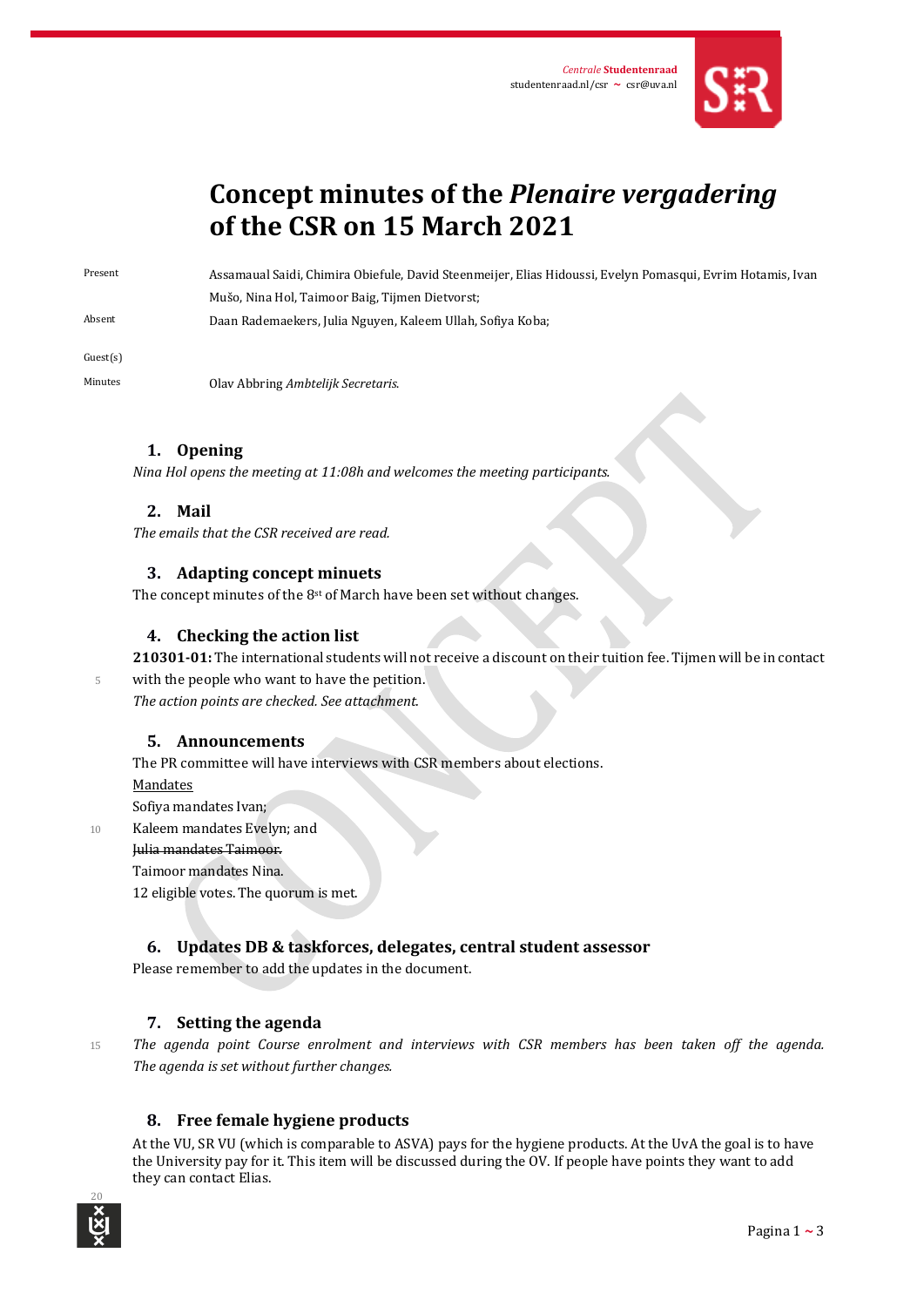Centrale Studentenraad
studentenraad.nl/csr ~ csr@uva.nl

# Concept minutes of the *Plenaire vergadering* of the CSR on 15 March 2021

Present: Assamaual Saidi, Chimira Obiefule, David Steenmeijer, Elias Hidoussi, Evelyn Pomasqui, Evrim Hotamis, Ivan Mušo, Nina Hol, Taimoor Baig, Tijmen Dietvorst;

Absent: Daan Rademaekers, Julia Nguyen, Kaleem Ullah, Sofiya Koba;

Guest(s):

Minutes: Olav Abbring *Ambtelijk Secretaris.*

## 1. Opening

*Nina Hol opens the meeting at 11:08h and welcomes the meeting participants.*

## 2. Mail

*The emails that the CSR received are read.*

## 3. Adapting concept minuets

The concept minutes of the 8st of March have been set without changes.

## 4. Checking the action list

**210301-01:** The international students will not receive a discount on their tuition fee. Tijmen will be in contact with the people who want to have the petition.

*The action points are checked. See attachment.*

## 5. Announcements

The PR committee will have interviews with CSR members about elections.

Mandates

Sofiya mandates Ivan;
Kaleem mandates Evelyn; and
~~Julia mandates Taimoor.~~
Taimoor mandates Nina.
12 eligible votes. The quorum is met.

## 6. Updates DB & taskforces, delegates, central student assessor

Please remember to add the updates in the document.

## 7. Setting the agenda

*The agenda point Course enrolment and interviews with CSR members has been taken off the agenda. The agenda is set without further changes.*

## 8. Free female hygiene products

At the VU, SR VU (which is comparable to ASVA) pays for the hygiene products. At the UvA the goal is to have the University pay for it. This item will be discussed during the OV. If people have points they want to add they can contact Elias.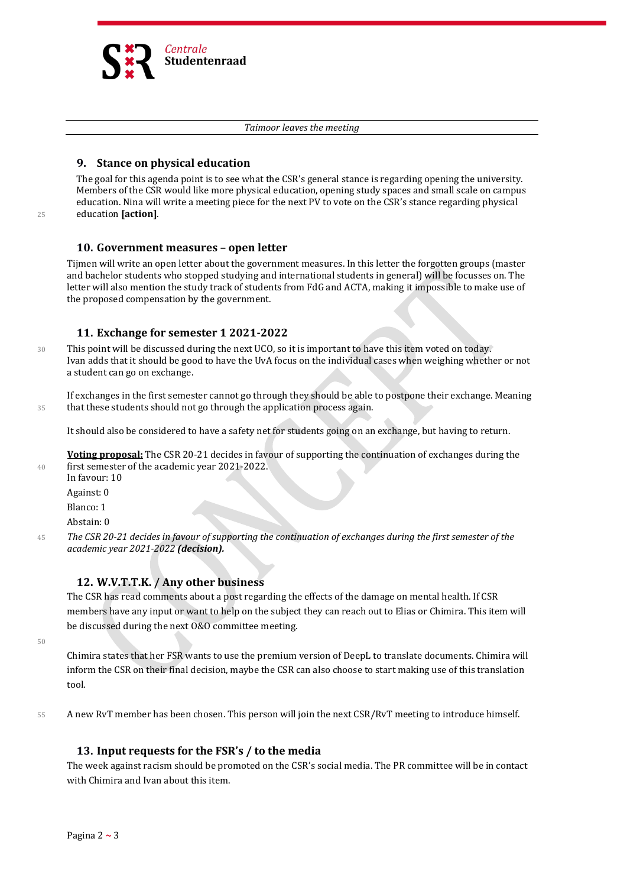*Taimoor leaves the meeting*

## 9. Stance on physical education

The goal for this agenda point is to see what the CSR's general stance is regarding opening the university. Members of the CSR would like more physical education, opening study spaces and small scale on campus education. Nina will write a meeting piece for the next PV to vote on the CSR's stance regarding physical education **[action]**.

## 10. Government measures – open letter

Tijmen will write an open letter about the government measures. In this letter the forgotten groups (master and bachelor students who stopped studying and international students in general) will be focusses on. The letter will also mention the study track of students from FdG and ACTA, making it impossible to make use of the proposed compensation by the government.

## 11. Exchange for semester 1 2021-2022

This point will be discussed during the next UCO, so it is important to have this item voted on today. Ivan adds that it should be good to have the UvA focus on the individual cases when weighing whether or not a student can go on exchange.

If exchanges in the first semester cannot go through they should be able to postpone their exchange. Meaning that these students should not go through the application process again.

It should also be considered to have a safety net for students going on an exchange, but having to return.

**Voting proposal:** The CSR 20-21 decides in favour of supporting the continuation of exchanges during the first semester of the academic year 2021-2022.
In favour: 10

Against: 0

Blanco: 1

Abstain: 0

*The CSR 20-21 decides in favour of supporting the continuation of exchanges during the first semester of the academic year 2021-2022* ***(decision).***

## 12. W.V.T.T.K. / Any other business

The CSR has read comments about a post regarding the effects of the damage on mental health. If CSR members have any input or want to help on the subject they can reach out to Elias or Chimira. This item will be discussed during the next O&O committee meeting.

Chimira states that her FSR wants to use the premium version of DeepL to translate documents. Chimira will inform the CSR on their final decision, maybe the CSR can also choose to start making use of this translation tool.

A new RvT member has been chosen. This person will join the next CSR/RvT meeting to introduce himself.

## 13. Input requests for the FSR's / to the media

The week against racism should be promoted on the CSR's social media. The PR committee will be in contact with Chimira and Ivan about this item.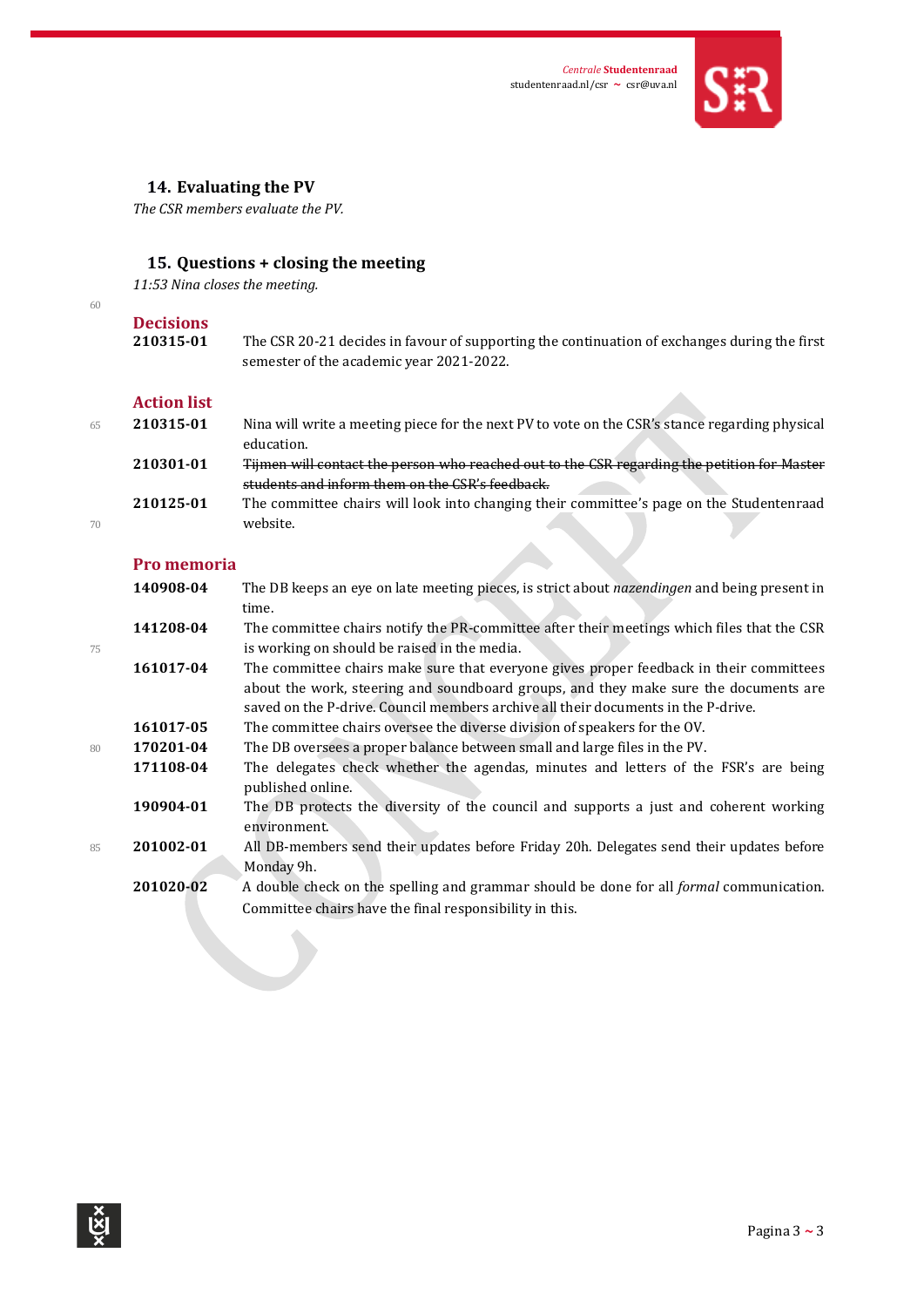## 14. Evaluating the PV

*The CSR members evaluate the PV.*

## 15. Questions + closing the meeting

*11:53 Nina closes the meeting.*

### Decisions

| | |
|---|---|
| **210315-01** | The CSR 20-21 decides in favour of supporting the continuation of exchanges during the first semester of the academic year 2021-2022. |

### Action list

| | |
|---|---|
| **210315-01** | Nina will write a meeting piece for the next PV to vote on the CSR's stance regarding physical education. |
| **210301-01** | ~~Tijmen will contact the person who reached out to the CSR regarding the petition for Master students and inform them on the CSR's feedback.~~ |
| **210125-01** | The committee chairs will look into changing their committee's page on the Studentenraad website. |

### Pro memoria

| | |
|---|---|
| **140908-04** | The DB keeps an eye on late meeting pieces, is strict about *nazendingen* and being present in time. |
| **141208-04** | The committee chairs notify the PR-committee after their meetings which files that the CSR is working on should be raised in the media. |
| **161017-04** | The committee chairs make sure that everyone gives proper feedback in their committees about the work, steering and soundboard groups, and they make sure the documents are saved on the P-drive. Council members archive all their documents in the P-drive. |
| **161017-05** | The committee chairs oversee the diverse division of speakers for the OV. |
| **170201-04** | The DB oversees a proper balance between small and large files in the PV. |
| **171108-04** | The delegates check whether the agendas, minutes and letters of the FSR's are being published online. |
| **190904-01** | The DB protects the diversity of the council and supports a just and coherent working environment. |
| **201002-01** | All DB-members send their updates before Friday 20h. Delegates send their updates before Monday 9h. |
| **201020-02** | A double check on the spelling and grammar should be done for all *formal* communication. Committee chairs have the final responsibility in this. |